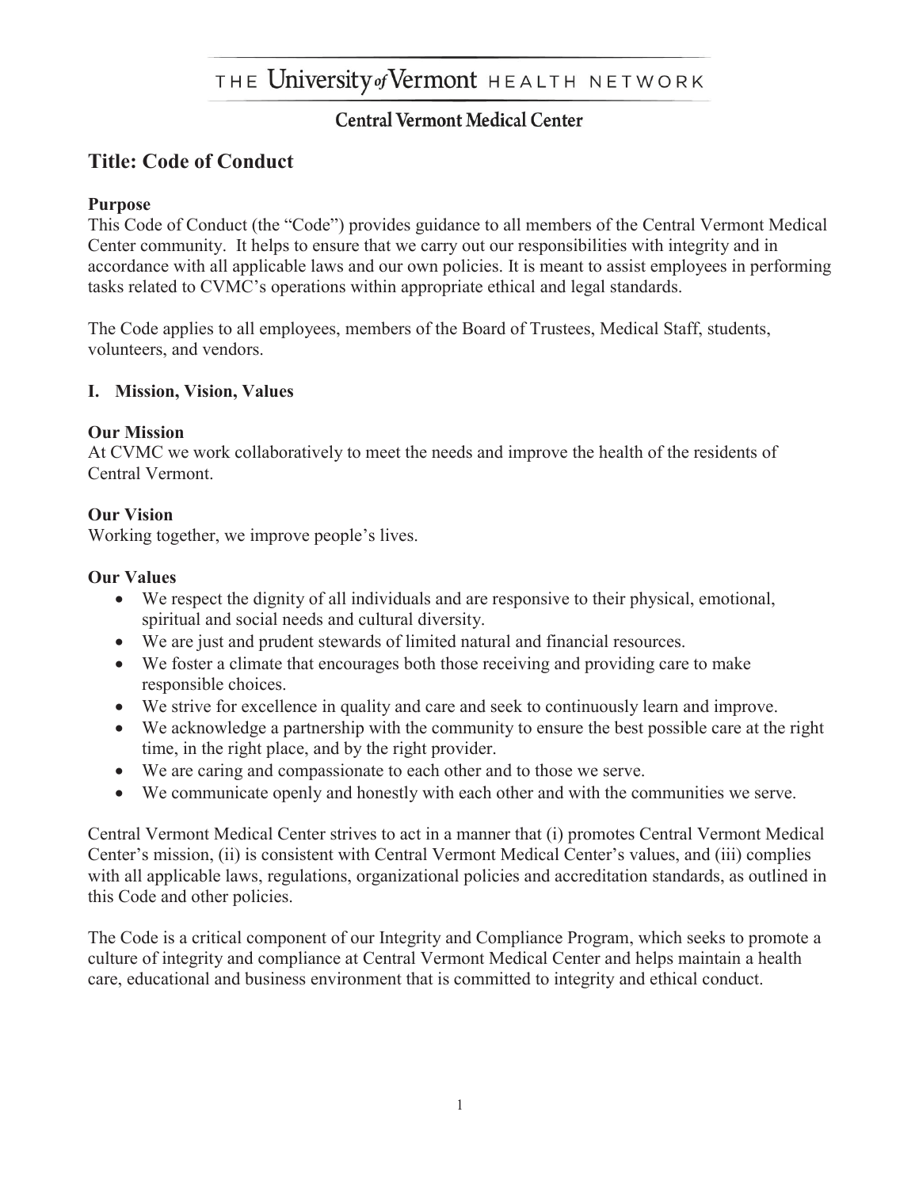THE University of Vermont HEALTH NETWORK

**Central Vermont Medical Center**

# Title: Code of Conduct

**Purpose**

This Code of Conduct (the "Code") provides guidance to all members of the Central Vermont Medical Center community. It helps to ensure that we carry out our responsibilities with integrity and in accordance with all applicable laws and our own policies. It is meant to assist employees in performing tasks related to CVMC's operations within appropriate ethical and legal standards.

The Code applies to all employees, members of the Board of Trustees, Medical Staff, students, volunteers, and vendors.

## I. Mission, Vision, Values

**Our Mission**

At CVMC we work collaboratively to meet the needs and improve the health of the residents of Central Vermont.

**Our Vision**

Working together, we improve people's lives.

**Our Values**

- We respect the dignity of all individuals and are responsive to their physical, emotional, spiritual and social needs and cultural diversity.
- We are just and prudent stewards of limited natural and financial resources.
- We foster a climate that encourages both those receiving and providing care to make responsible choices.
- We strive for excellence in quality and care and seek to continuously learn and improve.
- We acknowledge a partnership with the community to ensure the best possible care at the right time, in the right place, and by the right provider.
- We are caring and compassionate to each other and to those we serve.
- We communicate openly and honestly with each other and with the communities we serve.

Central Vermont Medical Center strives to act in a manner that (i) promotes Central Vermont Medical Center's mission, (ii) is consistent with Central Vermont Medical Center's values, and (iii) complies with all applicable laws, regulations, organizational policies and accreditation standards, as outlined in this Code and other policies.

The Code is a critical component of our Integrity and Compliance Program, which seeks to promote a culture of integrity and compliance at Central Vermont Medical Center and helps maintain a health care, educational and business environment that is committed to integrity and ethical conduct.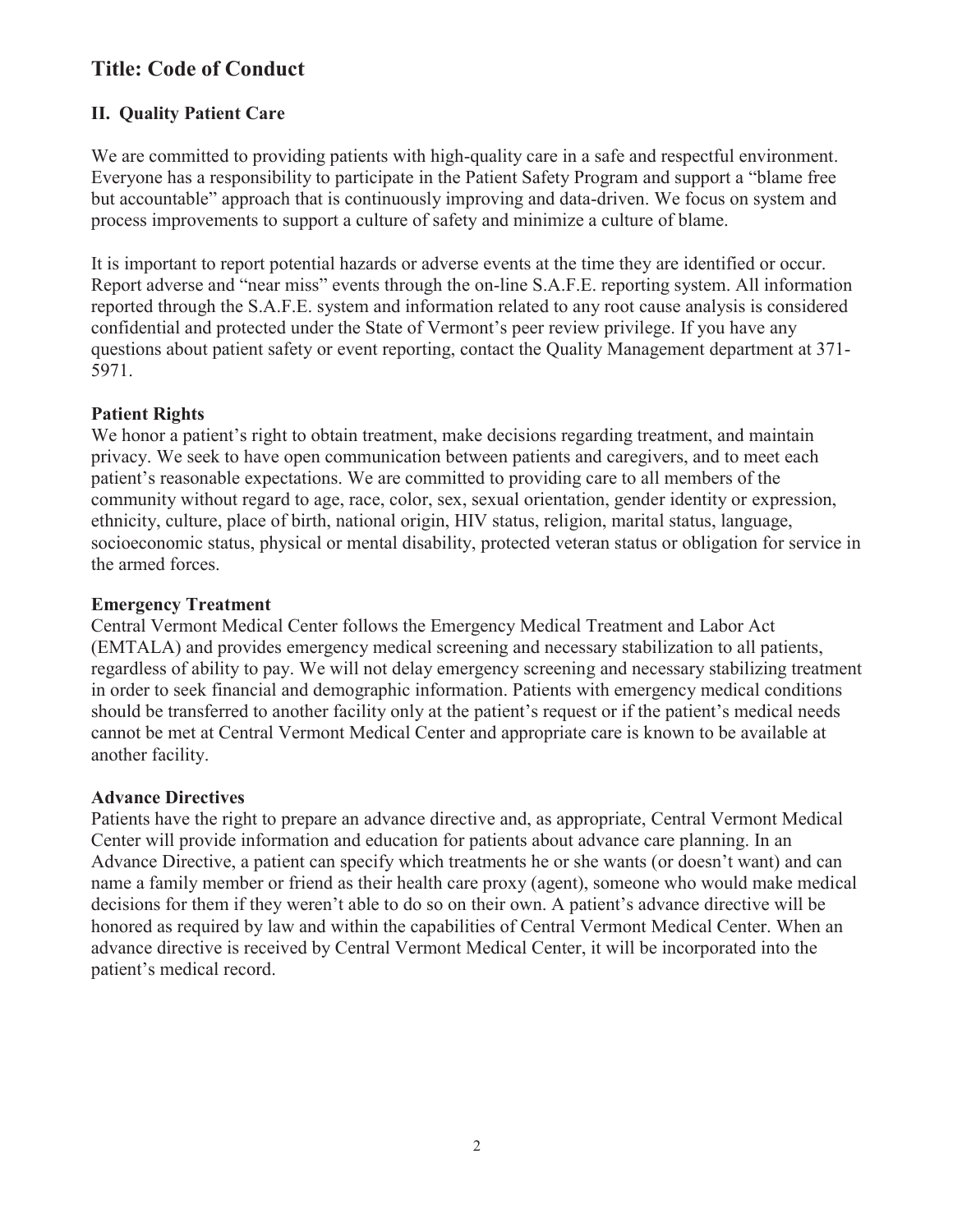# Title: Code of Conduct

## II. Quality Patient Care

We are committed to providing patients with high-quality care in a safe and respectful environment. Everyone has a responsibility to participate in the Patient Safety Program and support a "blame free but accountable" approach that is continuously improving and data-driven. We focus on system and process improvements to support a culture of safety and minimize a culture of blame.

It is important to report potential hazards or adverse events at the time they are identified or occur. Report adverse and "near miss" events through the on-line S.A.F.E. reporting system. All information reported through the S.A.F.E. system and information related to any root cause analysis is considered confidential and protected under the State of Vermont's peer review privilege. If you have any questions about patient safety or event reporting, contact the Quality Management department at 371-5971.

### Patient Rights

We honor a patient's right to obtain treatment, make decisions regarding treatment, and maintain privacy. We seek to have open communication between patients and caregivers, and to meet each patient's reasonable expectations. We are committed to providing care to all members of the community without regard to age, race, color, sex, sexual orientation, gender identity or expression, ethnicity, culture, place of birth, national origin, HIV status, religion, marital status, language, socioeconomic status, physical or mental disability, protected veteran status or obligation for service in the armed forces.

### Emergency Treatment

Central Vermont Medical Center follows the Emergency Medical Treatment and Labor Act (EMTALA) and provides emergency medical screening and necessary stabilization to all patients, regardless of ability to pay. We will not delay emergency screening and necessary stabilizing treatment in order to seek financial and demographic information. Patients with emergency medical conditions should be transferred to another facility only at the patient's request or if the patient's medical needs cannot be met at Central Vermont Medical Center and appropriate care is known to be available at another facility.

### Advance Directives

Patients have the right to prepare an advance directive and, as appropriate, Central Vermont Medical Center will provide information and education for patients about advance care planning. In an Advance Directive, a patient can specify which treatments he or she wants (or doesn't want) and can name a family member or friend as their health care proxy (agent), someone who would make medical decisions for them if they weren't able to do so on their own. A patient's advance directive will be honored as required by law and within the capabilities of Central Vermont Medical Center. When an advance directive is received by Central Vermont Medical Center, it will be incorporated into the patient's medical record.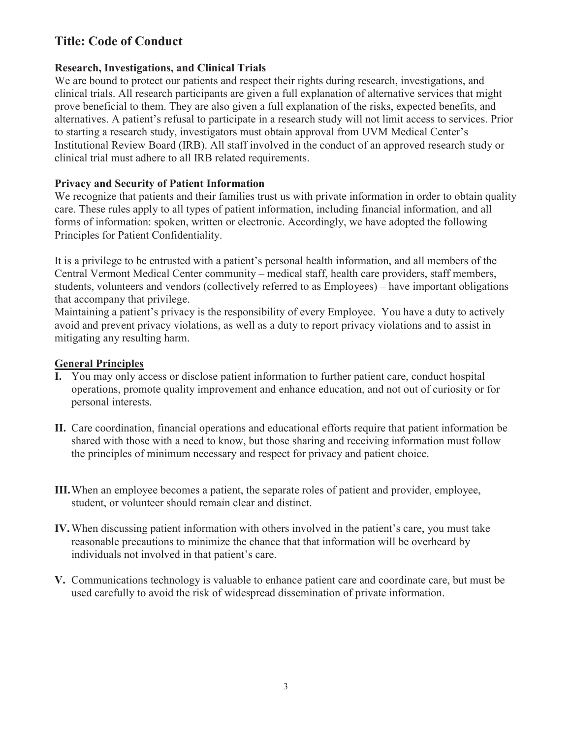## Title: Code of Conduct

### Research, Investigations, and Clinical Trials

We are bound to protect our patients and respect their rights during research, investigations, and clinical trials. All research participants are given a full explanation of alternative services that might prove beneficial to them. They are also given a full explanation of the risks, expected benefits, and alternatives. A patient's refusal to participate in a research study will not limit access to services. Prior to starting a research study, investigators must obtain approval from UVM Medical Center's Institutional Review Board (IRB). All staff involved in the conduct of an approved research study or clinical trial must adhere to all IRB related requirements.

### Privacy and Security of Patient Information

We recognize that patients and their families trust us with private information in order to obtain quality care. These rules apply to all types of patient information, including financial information, and all forms of information: spoken, written or electronic. Accordingly, we have adopted the following Principles for Patient Confidentiality.

It is a privilege to be entrusted with a patient's personal health information, and all members of the Central Vermont Medical Center community – medical staff, health care providers, staff members, students, volunteers and vendors (collectively referred to as Employees) – have important obligations that accompany that privilege.

Maintaining a patient's privacy is the responsibility of every Employee. You have a duty to actively avoid and prevent privacy violations, as well as a duty to report privacy violations and to assist in mitigating any resulting harm.

### General Principles

**I.** You may only access or disclose patient information to further patient care, conduct hospital operations, promote quality improvement and enhance education, and not out of curiosity or for personal interests.

**II.** Care coordination, financial operations and educational efforts require that patient information be shared with those with a need to know, but those sharing and receiving information must follow the principles of minimum necessary and respect for privacy and patient choice.

**III.** When an employee becomes a patient, the separate roles of patient and provider, employee, student, or volunteer should remain clear and distinct.

**IV.** When discussing patient information with others involved in the patient's care, you must take reasonable precautions to minimize the chance that that information will be overheard by individuals not involved in that patient's care.

**V.** Communications technology is valuable to enhance patient care and coordinate care, but must be used carefully to avoid the risk of widespread dissemination of private information.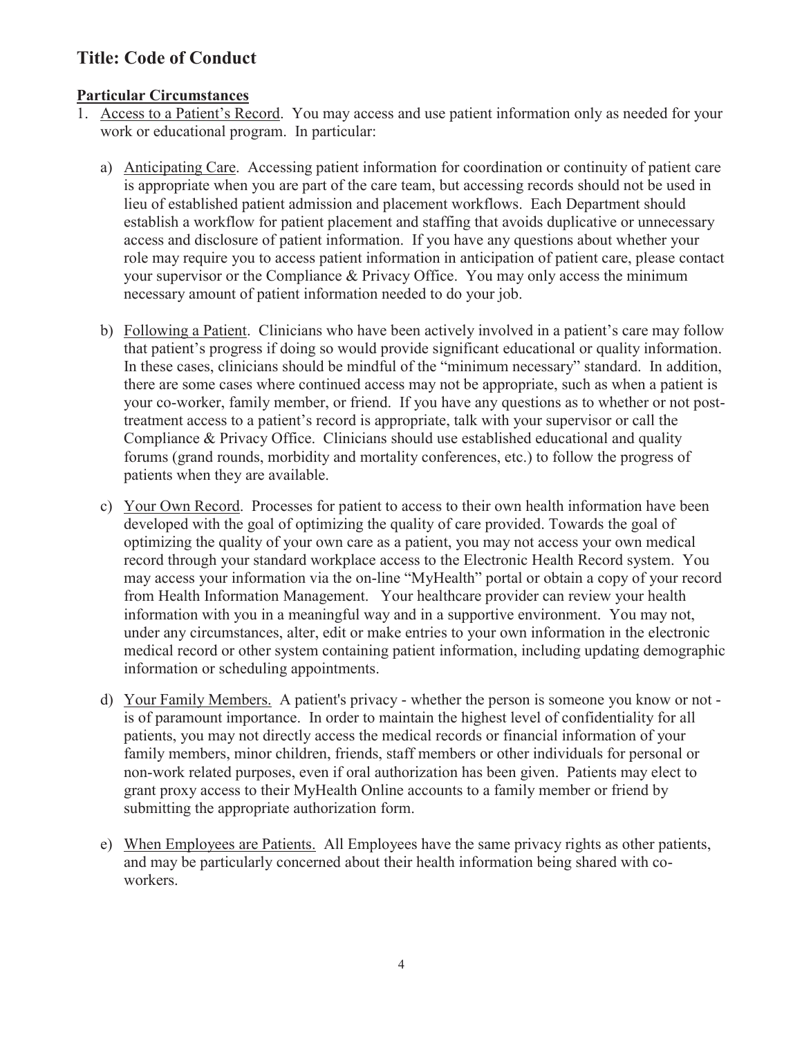## Title: Code of Conduct

**Particular Circumstances**

1. Access to a Patient's Record. You may access and use patient information only as needed for your work or educational program. In particular:

   a) Anticipating Care. Accessing patient information for coordination or continuity of patient care is appropriate when you are part of the care team, but accessing records should not be used in lieu of established patient admission and placement workflows. Each Department should establish a workflow for patient placement and staffing that avoids duplicative or unnecessary access and disclosure of patient information. If you have any questions about whether your role may require you to access patient information in anticipation of patient care, please contact your supervisor or the Compliance & Privacy Office. You may only access the minimum necessary amount of patient information needed to do your job.

   b) Following a Patient. Clinicians who have been actively involved in a patient's care may follow that patient's progress if doing so would provide significant educational or quality information. In these cases, clinicians should be mindful of the "minimum necessary" standard. In addition, there are some cases where continued access may not be appropriate, such as when a patient is your co-worker, family member, or friend. If you have any questions as to whether or not post-treatment access to a patient's record is appropriate, talk with your supervisor or call the Compliance & Privacy Office. Clinicians should use established educational and quality forums (grand rounds, morbidity and mortality conferences, etc.) to follow the progress of patients when they are available.

   c) Your Own Record. Processes for patient to access to their own health information have been developed with the goal of optimizing the quality of care provided. Towards the goal of optimizing the quality of your own care as a patient, you may not access your own medical record through your standard workplace access to the Electronic Health Record system. You may access your information via the on-line "MyHealth" portal or obtain a copy of your record from Health Information Management. Your healthcare provider can review your health information with you in a meaningful way and in a supportive environment. You may not, under any circumstances, alter, edit or make entries to your own information in the electronic medical record or other system containing patient information, including updating demographic information or scheduling appointments.

   d) Your Family Members. A patient's privacy - whether the person is someone you know or not - is of paramount importance. In order to maintain the highest level of confidentiality for all patients, you may not directly access the medical records or financial information of your family members, minor children, friends, staff members or other individuals for personal or non-work related purposes, even if oral authorization has been given. Patients may elect to grant proxy access to their MyHealth Online accounts to a family member or friend by submitting the appropriate authorization form.

   e) When Employees are Patients. All Employees have the same privacy rights as other patients, and may be particularly concerned about their health information being shared with co-workers.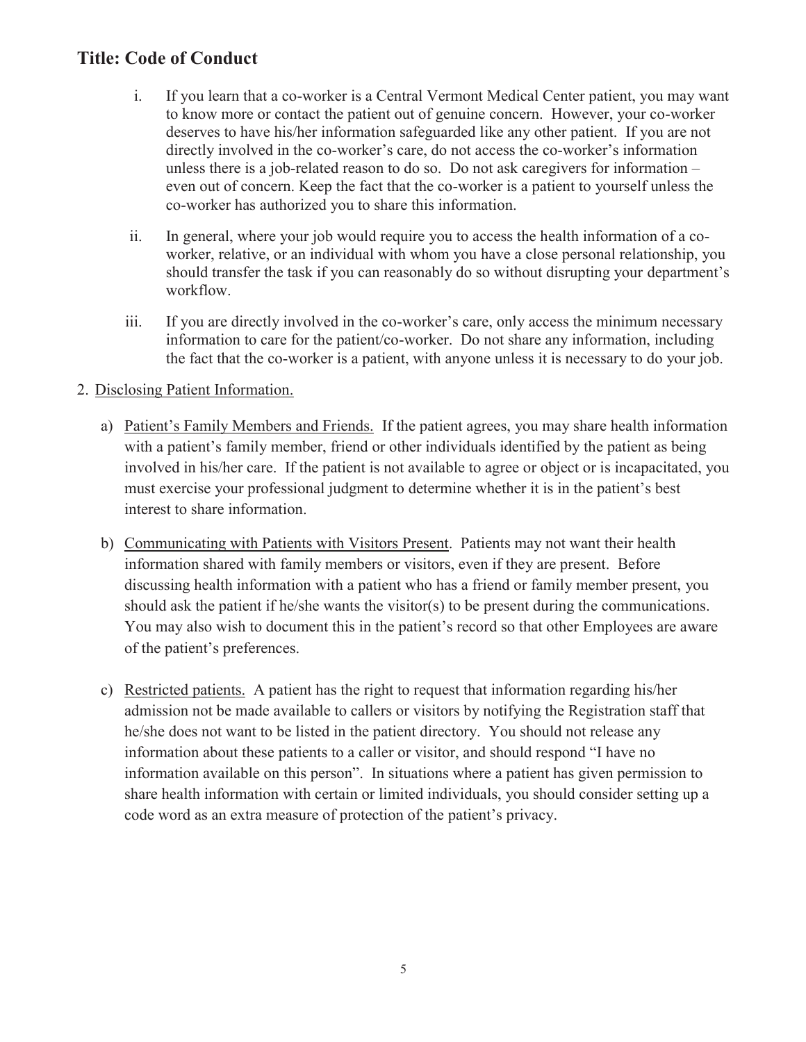## Title: Code of Conduct

i. If you learn that a co-worker is a Central Vermont Medical Center patient, you may want to know more or contact the patient out of genuine concern. However, your co-worker deserves to have his/her information safeguarded like any other patient. If you are not directly involved in the co-worker's care, do not access the co-worker's information unless there is a job-related reason to do so. Do not ask caregivers for information – even out of concern. Keep the fact that the co-worker is a patient to yourself unless the co-worker has authorized you to share this information.

ii. In general, where your job would require you to access the health information of a co-worker, relative, or an individual with whom you have a close personal relationship, you should transfer the task if you can reasonably do so without disrupting your department's workflow.

iii. If you are directly involved in the co-worker's care, only access the minimum necessary information to care for the patient/co-worker. Do not share any information, including the fact that the co-worker is a patient, with anyone unless it is necessary to do your job.

2. <u>Disclosing Patient Information.</u>

a) <u>Patient's Family Members and Friends.</u> If the patient agrees, you may share health information with a patient's family member, friend or other individuals identified by the patient as being involved in his/her care. If the patient is not available to agree or object or is incapacitated, you must exercise your professional judgment to determine whether it is in the patient's best interest to share information.

b) <u>Communicating with Patients with Visitors Present</u>. Patients may not want their health information shared with family members or visitors, even if they are present. Before discussing health information with a patient who has a friend or family member present, you should ask the patient if he/she wants the visitor(s) to be present during the communications. You may also wish to document this in the patient's record so that other Employees are aware of the patient's preferences.

c) <u>Restricted patients.</u> A patient has the right to request that information regarding his/her admission not be made available to callers or visitors by notifying the Registration staff that he/she does not want to be listed in the patient directory. You should not release any information about these patients to a caller or visitor, and should respond "I have no information available on this person". In situations where a patient has given permission to share health information with certain or limited individuals, you should consider setting up a code word as an extra measure of protection of the patient's privacy.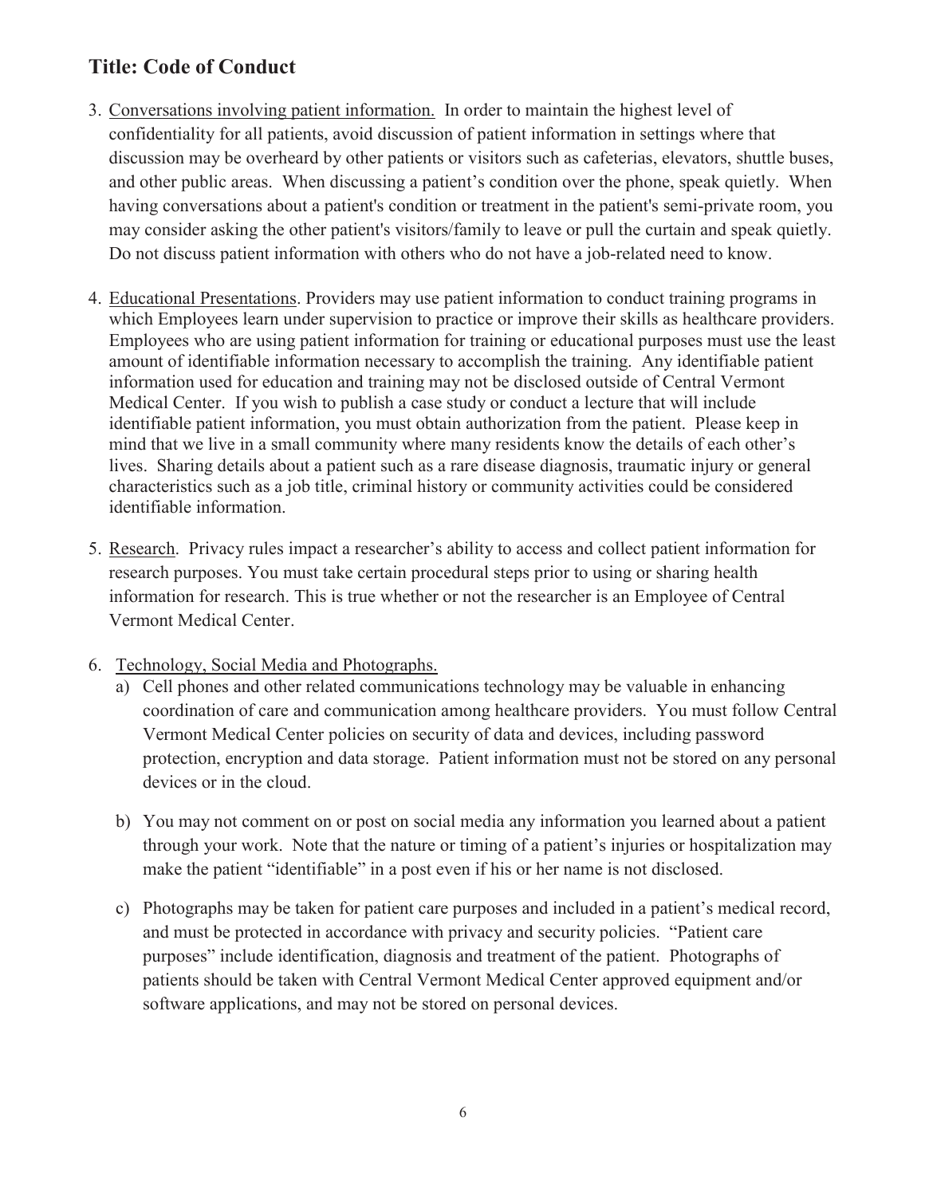## Title: Code of Conduct

3. <u>Conversations involving patient information.</u> In order to maintain the highest level of confidentiality for all patients, avoid discussion of patient information in settings where that discussion may be overheard by other patients or visitors such as cafeterias, elevators, shuttle buses, and other public areas. When discussing a patient's condition over the phone, speak quietly. When having conversations about a patient's condition or treatment in the patient's semi-private room, you may consider asking the other patient's visitors/family to leave or pull the curtain and speak quietly. Do not discuss patient information with others who do not have a job-related need to know.

4. <u>Educational Presentations</u>. Providers may use patient information to conduct training programs in which Employees learn under supervision to practice or improve their skills as healthcare providers. Employees who are using patient information for training or educational purposes must use the least amount of identifiable information necessary to accomplish the training. Any identifiable patient information used for education and training may not be disclosed outside of Central Vermont Medical Center. If you wish to publish a case study or conduct a lecture that will include identifiable patient information, you must obtain authorization from the patient. Please keep in mind that we live in a small community where many residents know the details of each other's lives. Sharing details about a patient such as a rare disease diagnosis, traumatic injury or general characteristics such as a job title, criminal history or community activities could be considered identifiable information.

5. <u>Research</u>. Privacy rules impact a researcher's ability to access and collect patient information for research purposes. You must take certain procedural steps prior to using or sharing health information for research. This is true whether or not the researcher is an Employee of Central Vermont Medical Center.

6. <u>Technology, Social Media and Photographs.</u>
   a) Cell phones and other related communications technology may be valuable in enhancing coordination of care and communication among healthcare providers. You must follow Central Vermont Medical Center policies on security of data and devices, including password protection, encryption and data storage. Patient information must not be stored on any personal devices or in the cloud.

   b) You may not comment on or post on social media any information you learned about a patient through your work. Note that the nature or timing of a patient's injuries or hospitalization may make the patient "identifiable" in a post even if his or her name is not disclosed.

   c) Photographs may be taken for patient care purposes and included in a patient's medical record, and must be protected in accordance with privacy and security policies. "Patient care purposes" include identification, diagnosis and treatment of the patient. Photographs of patients should be taken with Central Vermont Medical Center approved equipment and/or software applications, and may not be stored on personal devices.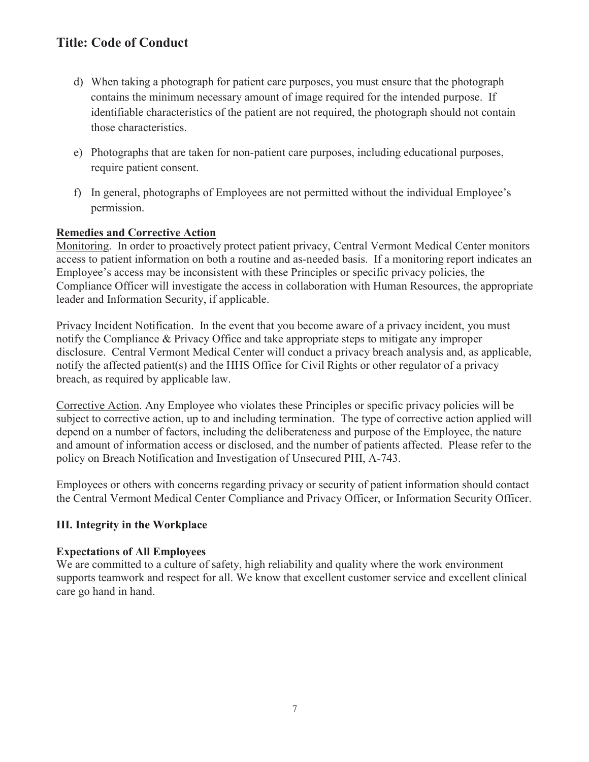- d) When taking a photograph for patient care purposes, you must ensure that the photograph contains the minimum necessary amount of image required for the intended purpose. If identifiable characteristics of the patient are not required, the photograph should not contain those characteristics.
- e) Photographs that are taken for non-patient care purposes, including educational purposes, require patient consent.
- f) In general, photographs of Employees are not permitted without the individual Employee's permission.

**Remedies and Corrective Action**

Monitoring. In order to proactively protect patient privacy, Central Vermont Medical Center monitors access to patient information on both a routine and as-needed basis. If a monitoring report indicates an Employee's access may be inconsistent with these Principles or specific privacy policies, the Compliance Officer will investigate the access in collaboration with Human Resources, the appropriate leader and Information Security, if applicable.

Privacy Incident Notification. In the event that you become aware of a privacy incident, you must notify the Compliance & Privacy Office and take appropriate steps to mitigate any improper disclosure. Central Vermont Medical Center will conduct a privacy breach analysis and, as applicable, notify the affected patient(s) and the HHS Office for Civil Rights or other regulator of a privacy breach, as required by applicable law.

Corrective Action. Any Employee who violates these Principles or specific privacy policies will be subject to corrective action, up to and including termination. The type of corrective action applied will depend on a number of factors, including the deliberateness and purpose of the Employee, the nature and amount of information access or disclosed, and the number of patients affected. Please refer to the policy on Breach Notification and Investigation of Unsecured PHI, A-743.

Employees or others with concerns regarding privacy or security of patient information should contact the Central Vermont Medical Center Compliance and Privacy Officer, or Information Security Officer.

## III. Integrity in the Workplace

**Expectations of All Employees**

We are committed to a culture of safety, high reliability and quality where the work environment supports teamwork and respect for all. We know that excellent customer service and excellent clinical care go hand in hand.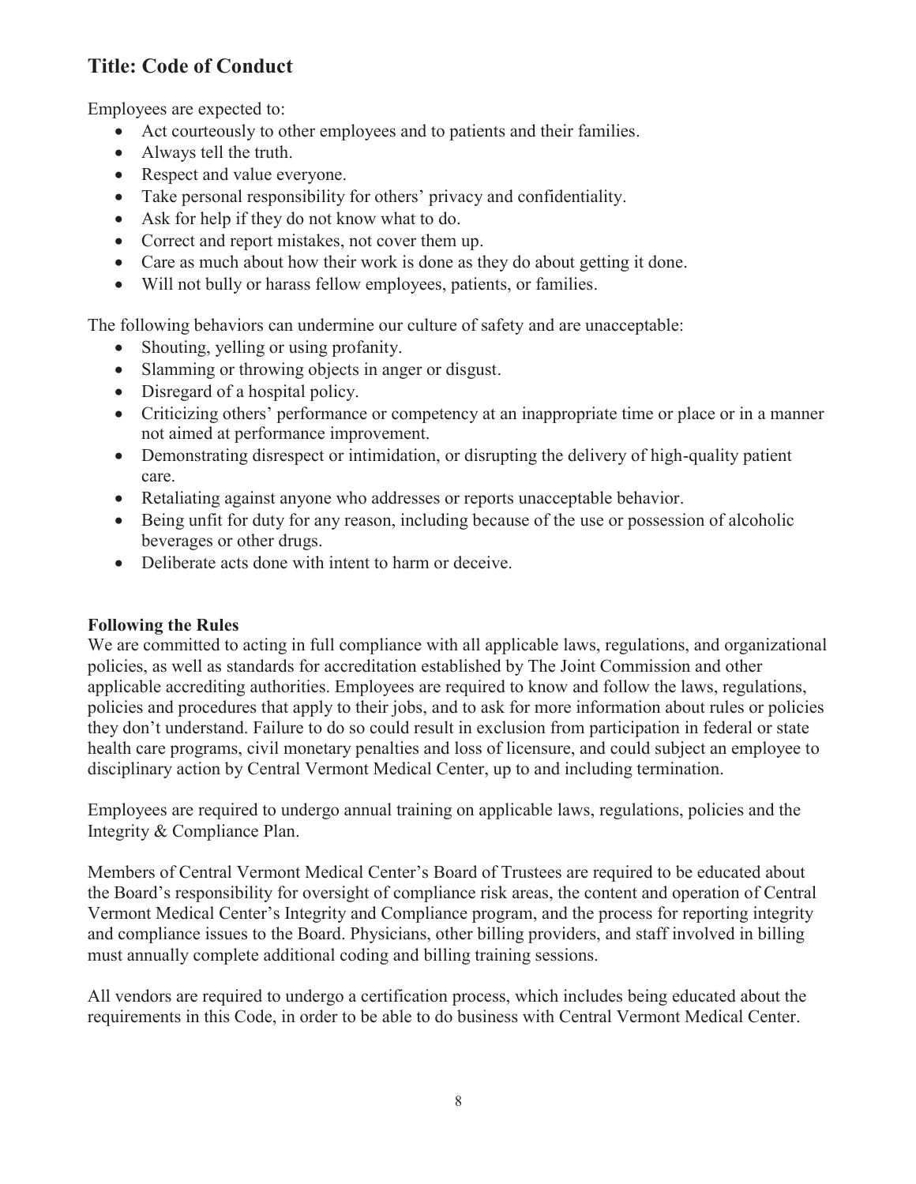## Title: Code of Conduct

Employees are expected to:

- Act courteously to other employees and to patients and their families.
- Always tell the truth.
- Respect and value everyone.
- Take personal responsibility for others' privacy and confidentiality.
- Ask for help if they do not know what to do.
- Correct and report mistakes, not cover them up.
- Care as much about how their work is done as they do about getting it done.
- Will not bully or harass fellow employees, patients, or families.

The following behaviors can undermine our culture of safety and are unacceptable:

- Shouting, yelling or using profanity.
- Slamming or throwing objects in anger or disgust.
- Disregard of a hospital policy.
- Criticizing others' performance or competency at an inappropriate time or place or in a manner not aimed at performance improvement.
- Demonstrating disrespect or intimidation, or disrupting the delivery of high-quality patient care.
- Retaliating against anyone who addresses or reports unacceptable behavior.
- Being unfit for duty for any reason, including because of the use or possession of alcoholic beverages or other drugs.
- Deliberate acts done with intent to harm or deceive.

**Following the Rules**

We are committed to acting in full compliance with all applicable laws, regulations, and organizational policies, as well as standards for accreditation established by The Joint Commission and other applicable accrediting authorities. Employees are required to know and follow the laws, regulations, policies and procedures that apply to their jobs, and to ask for more information about rules or policies they don't understand. Failure to do so could result in exclusion from participation in federal or state health care programs, civil monetary penalties and loss of licensure, and could subject an employee to disciplinary action by Central Vermont Medical Center, up to and including termination.

Employees are required to undergo annual training on applicable laws, regulations, policies and the Integrity & Compliance Plan.

Members of Central Vermont Medical Center's Board of Trustees are required to be educated about the Board's responsibility for oversight of compliance risk areas, the content and operation of Central Vermont Medical Center's Integrity and Compliance program, and the process for reporting integrity and compliance issues to the Board. Physicians, other billing providers, and staff involved in billing must annually complete additional coding and billing training sessions.

All vendors are required to undergo a certification process, which includes being educated about the requirements in this Code, in order to be able to do business with Central Vermont Medical Center.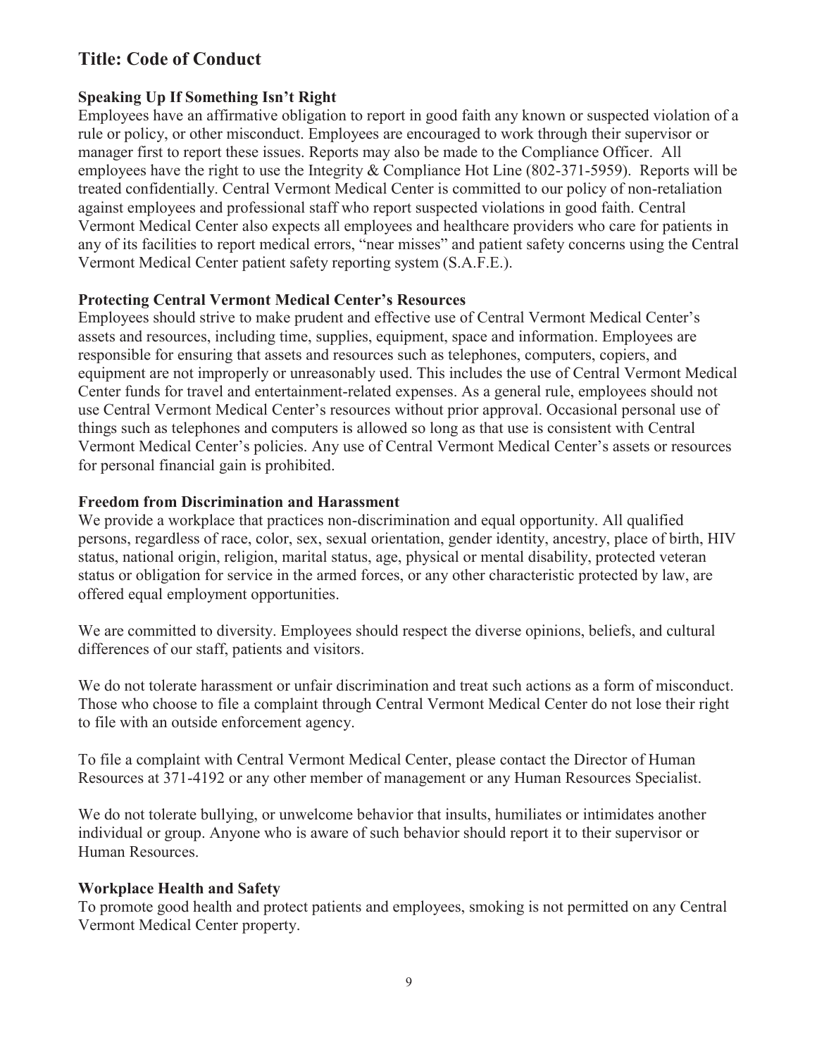## Title: Code of Conduct

### Speaking Up If Something Isn't Right

Employees have an affirmative obligation to report in good faith any known or suspected violation of a rule or policy, or other misconduct. Employees are encouraged to work through their supervisor or manager first to report these issues. Reports may also be made to the Compliance Officer. All employees have the right to use the Integrity & Compliance Hot Line (802-371-5959). Reports will be treated confidentially. Central Vermont Medical Center is committed to our policy of non-retaliation against employees and professional staff who report suspected violations in good faith. Central Vermont Medical Center also expects all employees and healthcare providers who care for patients in any of its facilities to report medical errors, "near misses" and patient safety concerns using the Central Vermont Medical Center patient safety reporting system (S.A.F.E.).

### Protecting Central Vermont Medical Center's Resources

Employees should strive to make prudent and effective use of Central Vermont Medical Center's assets and resources, including time, supplies, equipment, space and information. Employees are responsible for ensuring that assets and resources such as telephones, computers, copiers, and equipment are not improperly or unreasonably used. This includes the use of Central Vermont Medical Center funds for travel and entertainment-related expenses. As a general rule, employees should not use Central Vermont Medical Center's resources without prior approval. Occasional personal use of things such as telephones and computers is allowed so long as that use is consistent with Central Vermont Medical Center's policies. Any use of Central Vermont Medical Center's assets or resources for personal financial gain is prohibited.

### Freedom from Discrimination and Harassment

We provide a workplace that practices non-discrimination and equal opportunity. All qualified persons, regardless of race, color, sex, sexual orientation, gender identity, ancestry, place of birth, HIV status, national origin, religion, marital status, age, physical or mental disability, protected veteran status or obligation for service in the armed forces, or any other characteristic protected by law, are offered equal employment opportunities.

We are committed to diversity. Employees should respect the diverse opinions, beliefs, and cultural differences of our staff, patients and visitors.

We do not tolerate harassment or unfair discrimination and treat such actions as a form of misconduct. Those who choose to file a complaint through Central Vermont Medical Center do not lose their right to file with an outside enforcement agency.

To file a complaint with Central Vermont Medical Center, please contact the Director of Human Resources at 371-4192 or any other member of management or any Human Resources Specialist.

We do not tolerate bullying, or unwelcome behavior that insults, humiliates or intimidates another individual or group. Anyone who is aware of such behavior should report it to their supervisor or Human Resources.

### Workplace Health and Safety

To promote good health and protect patients and employees, smoking is not permitted on any Central Vermont Medical Center property.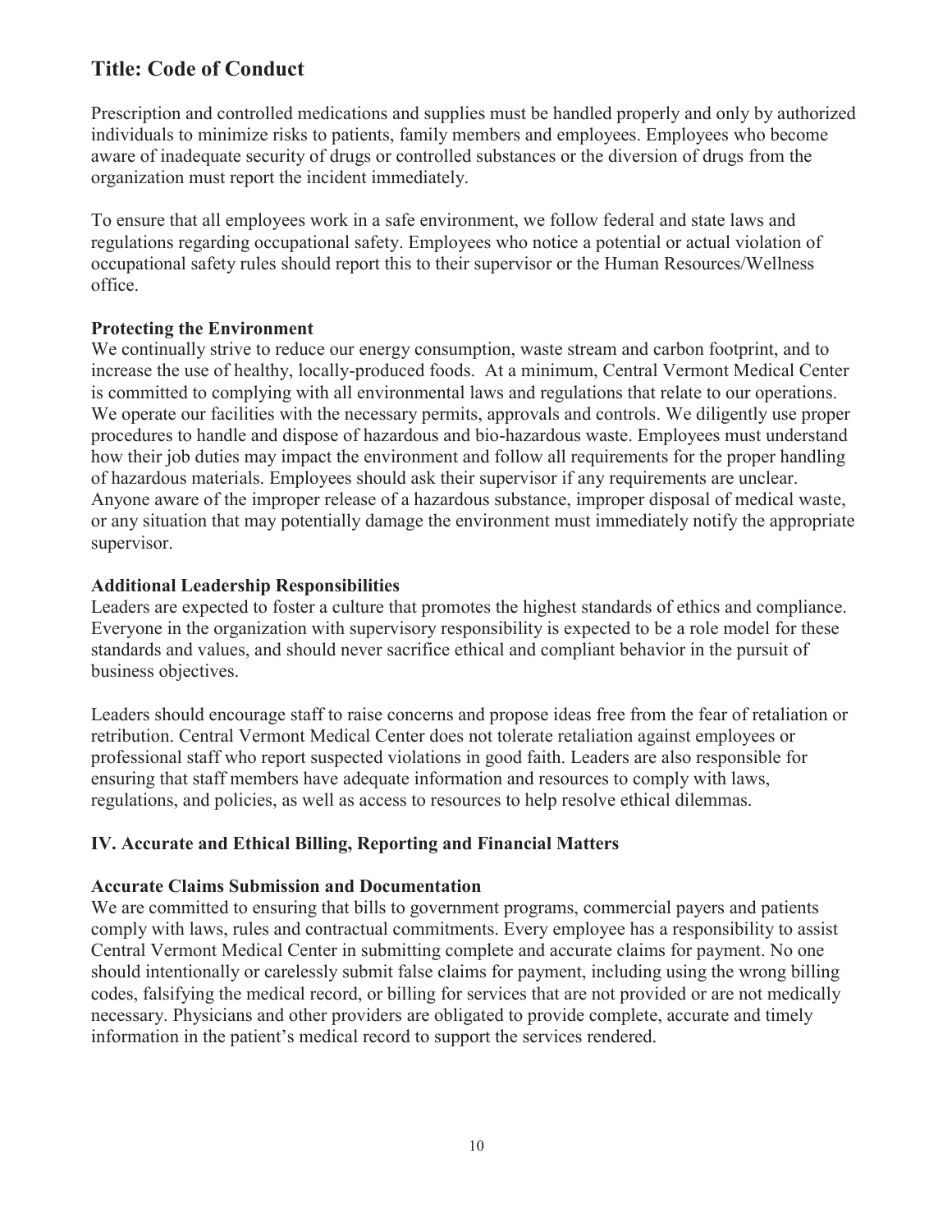## Title: Code of Conduct

Prescription and controlled medications and supplies must be handled properly and only by authorized individuals to minimize risks to patients, family members and employees. Employees who become aware of inadequate security of drugs or controlled substances or the diversion of drugs from the organization must report the incident immediately.

To ensure that all employees work in a safe environment, we follow federal and state laws and regulations regarding occupational safety. Employees who notice a potential or actual violation of occupational safety rules should report this to their supervisor or the Human Resources/Wellness office.

**Protecting the Environment**

We continually strive to reduce our energy consumption, waste stream and carbon footprint, and to increase the use of healthy, locally-produced foods. At a minimum, Central Vermont Medical Center is committed to complying with all environmental laws and regulations that relate to our operations. We operate our facilities with the necessary permits, approvals and controls. We diligently use proper procedures to handle and dispose of hazardous and bio-hazardous waste. Employees must understand how their job duties may impact the environment and follow all requirements for the proper handling of hazardous materials. Employees should ask their supervisor if any requirements are unclear. Anyone aware of the improper release of a hazardous substance, improper disposal of medical waste, or any situation that may potentially damage the environment must immediately notify the appropriate supervisor.

**Additional Leadership Responsibilities**

Leaders are expected to foster a culture that promotes the highest standards of ethics and compliance. Everyone in the organization with supervisory responsibility is expected to be a role model for these standards and values, and should never sacrifice ethical and compliant behavior in the pursuit of business objectives.

Leaders should encourage staff to raise concerns and propose ideas free from the fear of retaliation or retribution. Central Vermont Medical Center does not tolerate retaliation against employees or professional staff who report suspected violations in good faith. Leaders are also responsible for ensuring that staff members have adequate information and resources to comply with laws, regulations, and policies, as well as access to resources to help resolve ethical dilemmas.

### IV. Accurate and Ethical Billing, Reporting and Financial Matters

**Accurate Claims Submission and Documentation**

We are committed to ensuring that bills to government programs, commercial payers and patients comply with laws, rules and contractual commitments. Every employee has a responsibility to assist Central Vermont Medical Center in submitting complete and accurate claims for payment. No one should intentionally or carelessly submit false claims for payment, including using the wrong billing codes, falsifying the medical record, or billing for services that are not provided or are not medically necessary. Physicians and other providers are obligated to provide complete, accurate and timely information in the patient's medical record to support the services rendered.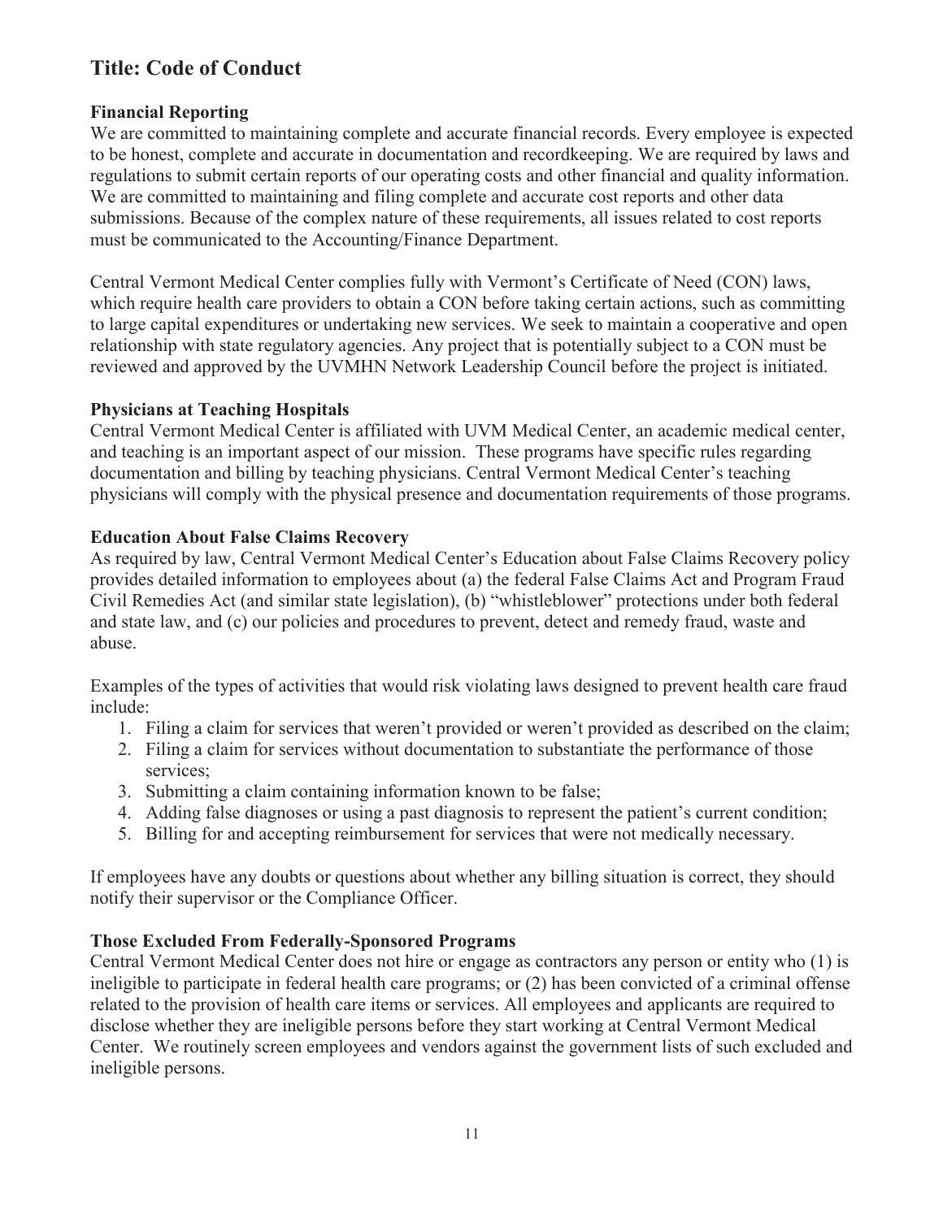## Title: Code of Conduct

### Financial Reporting

We are committed to maintaining complete and accurate financial records. Every employee is expected to be honest, complete and accurate in documentation and recordkeeping. We are required by laws and regulations to submit certain reports of our operating costs and other financial and quality information. We are committed to maintaining and filing complete and accurate cost reports and other data submissions. Because of the complex nature of these requirements, all issues related to cost reports must be communicated to the Accounting/Finance Department.

Central Vermont Medical Center complies fully with Vermont's Certificate of Need (CON) laws, which require health care providers to obtain a CON before taking certain actions, such as committing to large capital expenditures or undertaking new services. We seek to maintain a cooperative and open relationship with state regulatory agencies. Any project that is potentially subject to a CON must be reviewed and approved by the UVMHN Network Leadership Council before the project is initiated.

### Physicians at Teaching Hospitals

Central Vermont Medical Center is affiliated with UVM Medical Center, an academic medical center, and teaching is an important aspect of our mission. These programs have specific rules regarding documentation and billing by teaching physicians. Central Vermont Medical Center's teaching physicians will comply with the physical presence and documentation requirements of those programs.

### Education About False Claims Recovery

As required by law, Central Vermont Medical Center's Education about False Claims Recovery policy provides detailed information to employees about (a) the federal False Claims Act and Program Fraud Civil Remedies Act (and similar state legislation), (b) "whistleblower" protections under both federal and state law, and (c) our policies and procedures to prevent, detect and remedy fraud, waste and abuse.

Examples of the types of activities that would risk violating laws designed to prevent health care fraud include:

1. Filing a claim for services that weren't provided or weren't provided as described on the claim;
2. Filing a claim for services without documentation to substantiate the performance of those services;
3. Submitting a claim containing information known to be false;
4. Adding false diagnoses or using a past diagnosis to represent the patient's current condition;
5. Billing for and accepting reimbursement for services that were not medically necessary.

If employees have any doubts or questions about whether any billing situation is correct, they should notify their supervisor or the Compliance Officer.

### Those Excluded From Federally-Sponsored Programs

Central Vermont Medical Center does not hire or engage as contractors any person or entity who (1) is ineligible to participate in federal health care programs; or (2) has been convicted of a criminal offense related to the provision of health care items or services. All employees and applicants are required to disclose whether they are ineligible persons before they start working at Central Vermont Medical Center. We routinely screen employees and vendors against the government lists of such excluded and ineligible persons.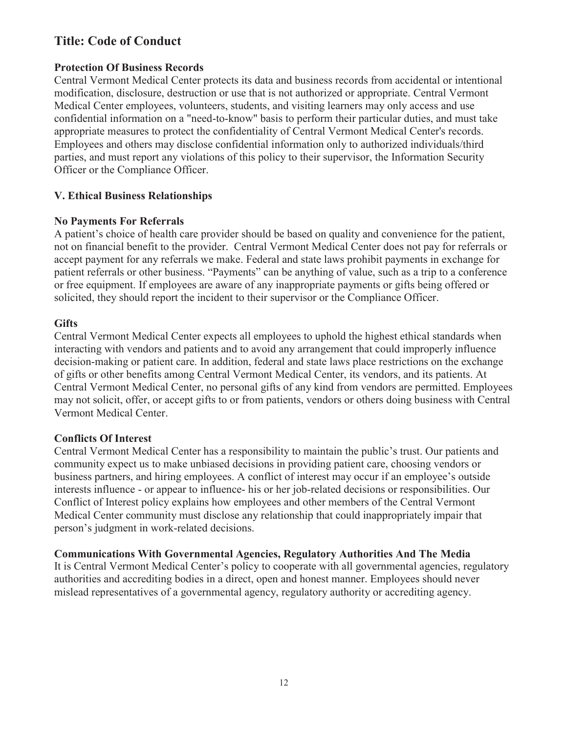# Title: Code of Conduct

### Protection Of Business Records

Central Vermont Medical Center protects its data and business records from accidental or intentional modification, disclosure, destruction or use that is not authorized or appropriate. Central Vermont Medical Center employees, volunteers, students, and visiting learners may only access and use confidential information on a "need-to-know" basis to perform their particular duties, and must take appropriate measures to protect the confidentiality of Central Vermont Medical Center's records. Employees and others may disclose confidential information only to authorized individuals/third parties, and must report any violations of this policy to their supervisor, the Information Security Officer or the Compliance Officer.

## V. Ethical Business Relationships

### No Payments For Referrals

A patient's choice of health care provider should be based on quality and convenience for the patient, not on financial benefit to the provider. Central Vermont Medical Center does not pay for referrals or accept payment for any referrals we make. Federal and state laws prohibit payments in exchange for patient referrals or other business. "Payments" can be anything of value, such as a trip to a conference or free equipment. If employees are aware of any inappropriate payments or gifts being offered or solicited, they should report the incident to their supervisor or the Compliance Officer.

### Gifts

Central Vermont Medical Center expects all employees to uphold the highest ethical standards when interacting with vendors and patients and to avoid any arrangement that could improperly influence decision-making or patient care. In addition, federal and state laws place restrictions on the exchange of gifts or other benefits among Central Vermont Medical Center, its vendors, and its patients. At Central Vermont Medical Center, no personal gifts of any kind from vendors are permitted. Employees may not solicit, offer, or accept gifts to or from patients, vendors or others doing business with Central Vermont Medical Center.

### Conflicts Of Interest

Central Vermont Medical Center has a responsibility to maintain the public's trust. Our patients and community expect us to make unbiased decisions in providing patient care, choosing vendors or business partners, and hiring employees. A conflict of interest may occur if an employee's outside interests influence - or appear to influence- his or her job-related decisions or responsibilities. Our Conflict of Interest policy explains how employees and other members of the Central Vermont Medical Center community must disclose any relationship that could inappropriately impair that person's judgment in work-related decisions.

### Communications With Governmental Agencies, Regulatory Authorities And The Media

It is Central Vermont Medical Center's policy to cooperate with all governmental agencies, regulatory authorities and accrediting bodies in a direct, open and honest manner. Employees should never mislead representatives of a governmental agency, regulatory authority or accrediting agency.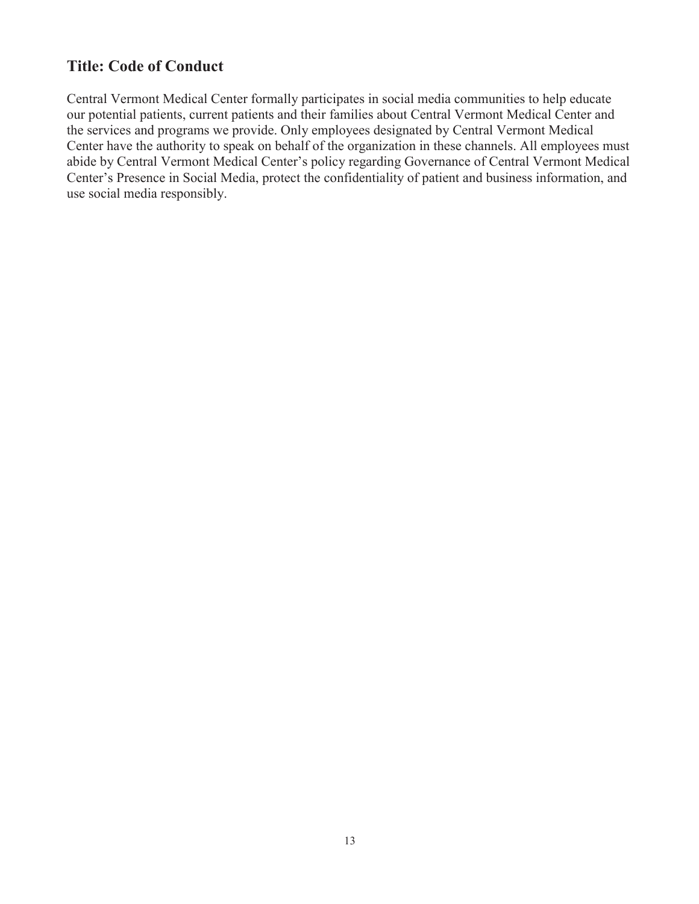## Title: Code of Conduct

Central Vermont Medical Center formally participates in social media communities to help educate our potential patients, current patients and their families about Central Vermont Medical Center and the services and programs we provide. Only employees designated by Central Vermont Medical Center have the authority to speak on behalf of the organization in these channels. All employees must abide by Central Vermont Medical Center's policy regarding Governance of Central Vermont Medical Center's Presence in Social Media, protect the confidentiality of patient and business information, and use social media responsibly.